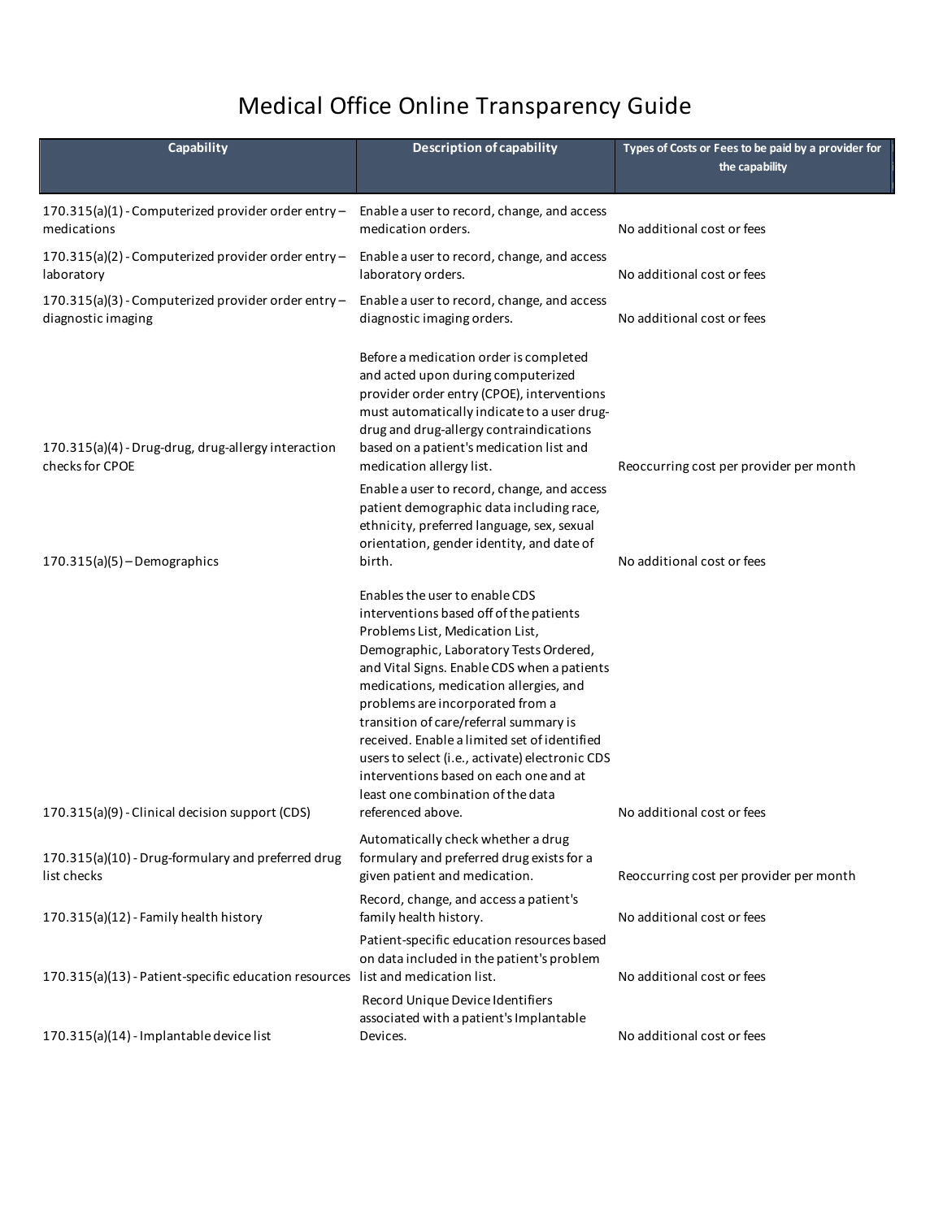# Medical Office Online Transparency Guide

| Capability | Description of capability | Types of Costs or Fees to be paid by a provider for the capability |
|---|---|---|
| 170.315(a)(1) - Computerized provider order entry – medications | Enable a user to record, change, and access medication orders. | No additional cost or fees |
| 170.315(a)(2) - Computerized provider order entry – laboratory | Enable a user to record, change, and access laboratory orders. | No additional cost or fees |
| 170.315(a)(3) - Computerized provider order entry – diagnostic imaging | Enable a user to record, change, and access diagnostic imaging orders. | No additional cost or fees |
| 170.315(a)(4) - Drug-drug, drug-allergy interaction checks for CPOE | Before a medication order is completed and acted upon during computerized provider order entry (CPOE), interventions must automatically indicate to a user drug-drug and drug-allergy contraindications based on a patient's medication list and medication allergy list. | Reoccurring cost per provider per month |
| 170.315(a)(5) – Demographics | Enable a user to record, change, and access patient demographic data including race, ethnicity, preferred language, sex, sexual orientation, gender identity, and date of birth. | No additional cost or fees |
| 170.315(a)(9) - Clinical decision support (CDS) | Enables the user to enable CDS interventions based off of the patients Problems List, Medication List, Demographic, Laboratory Tests Ordered, and Vital Signs. Enable CDS when a patients medications, medication allergies, and problems are incorporated from a transition of care/referral summary is received. Enable a limited set of identified users to select (i.e., activate) electronic CDS interventions based on each one and at least one combination of the data referenced above. | No additional cost or fees |
| 170.315(a)(10) - Drug-formulary and preferred drug list checks | Automatically check whether a drug formulary and preferred drug exists for a given patient and medication. | Reoccurring cost per provider per month |
| 170.315(a)(12) - Family health history | Record, change, and access a patient's family health history. | No additional cost or fees |
| 170.315(a)(13) - Patient-specific education resources | Patient-specific education resources based on data included in the patient's problem list and medication list. | No additional cost or fees |
| 170.315(a)(14) - Implantable device list | Record Unique Device Identifiers associated with a patient's Implantable Devices. | No additional cost or fees |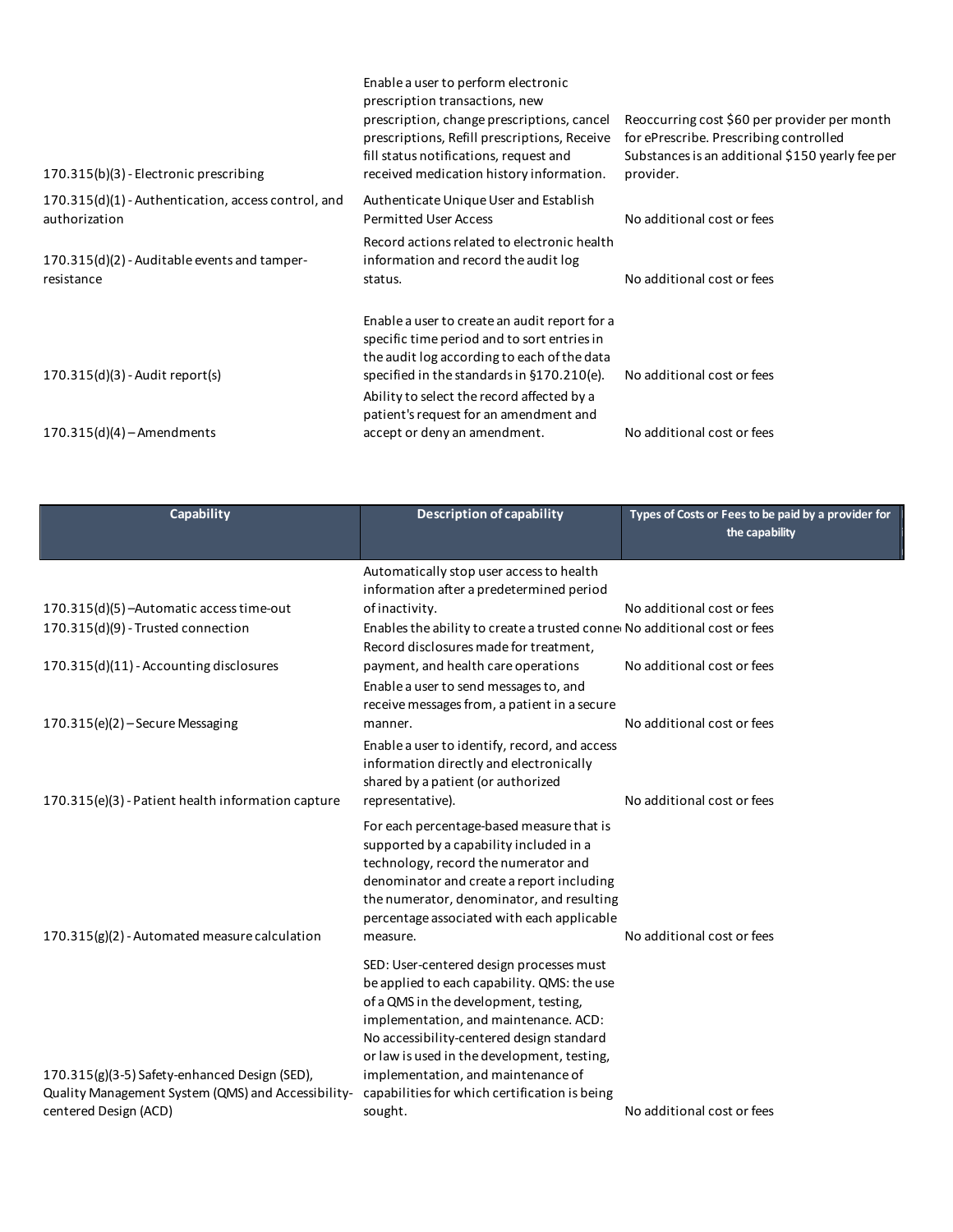| | | |
|---|---|---|
| 170.315(b)(3) - Electronic prescribing | Enable a user to perform electronic prescription transactions, new prescription, change prescriptions, cancel prescriptions, Refill prescriptions, Receive fill status notifications, request and received medication history information. | Reoccurring cost $60 per provider per month for ePrescribe. Prescribing controlled Substances is an additional $150 yearly fee per provider. |
| 170.315(d)(1) - Authentication, access control, and authorization | Authenticate Unique User and Establish Permitted User Access | No additional cost or fees |
| 170.315(d)(2) - Auditable events and tamper-resistance | Record actions related to electronic health information and record the audit log status. | No additional cost or fees |
| 170.315(d)(3) - Audit report(s) | Enable a user to create an audit report for a specific time period and to sort entries in the audit log according to each of the data specified in the standards in §170.210(e). | No additional cost or fees |
| 170.315(d)(4) – Amendments | Ability to select the record affected by a patient's request for an amendment and accept or deny an amendment. | No additional cost or fees |

| Capability | Description of capability | Types of Costs or Fees to be paid by a provider for the capability |
|---|---|---|
| 170.315(d)(5) –Automatic access time-out | Automatically stop user access to health information after a predetermined period of inactivity. | No additional cost or fees |
| 170.315(d)(9) - Trusted connection | Enables the ability to create a trusted conne | No additional cost or fees |
| 170.315(d)(11) - Accounting disclosures | Record disclosures made for treatment, payment, and health care operations | No additional cost or fees |
| 170.315(e)(2) – Secure Messaging | Enable a user to send messages to, and receive messages from, a patient in a secure manner. | No additional cost or fees |
| 170.315(e)(3) - Patient health information capture | Enable a user to identify, record, and access information directly and electronically shared by a patient (or authorized representative). | No additional cost or fees |
| 170.315(g)(2) - Automated measure calculation | For each percentage-based measure that is supported by a capability included in a technology, record the numerator and denominator and create a report including the numerator, denominator, and resulting percentage associated with each applicable measure. | No additional cost or fees |
| 170.315(g)(3-5) Safety-enhanced Design (SED), Quality Management System (QMS) and Accessibility-centered Design (ACD) | SED: User-centered design processes must be applied to each capability. QMS: the use of a QMS in the development, testing, implementation, and maintenance. ACD: No accessibility-centered design standard or law is used in the development, testing, implementation, and maintenance of capabilities for which certification is being sought. | No additional cost or fees |